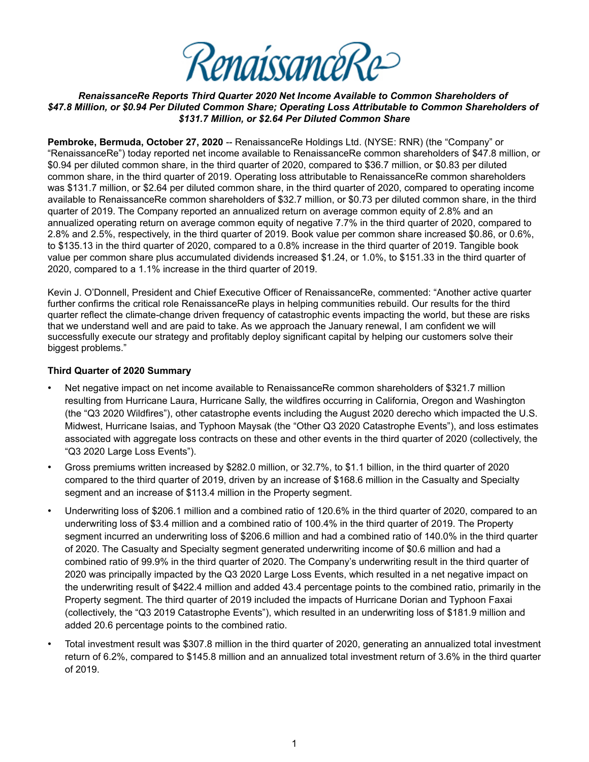RenaissanceRe

***RenaissanceRe Reports Third Quarter 2020 Net Income Available to Common Shareholders of $47.8 Million, or $0.94 Per Diluted Common Share; Operating Loss Attributable to Common Shareholders of $131.7 Million, or $2.64 Per Diluted Common Share***

**Pembroke, Bermuda, October 27, 2020** -- RenaissanceRe Holdings Ltd. (NYSE: RNR) (the "Company" or "RenaissanceRe") today reported net income available to RenaissanceRe common shareholders of $47.8 million, or $0.94 per diluted common share, in the third quarter of 2020, compared to $36.7 million, or $0.83 per diluted common share, in the third quarter of 2019. Operating loss attributable to RenaissanceRe common shareholders was $131.7 million, or $2.64 per diluted common share, in the third quarter of 2020, compared to operating income available to RenaissanceRe common shareholders of $32.7 million, or $0.73 per diluted common share, in the third quarter of 2019. The Company reported an annualized return on average common equity of 2.8% and an annualized operating return on average common equity of negative 7.7% in the third quarter of 2020, compared to 2.8% and 2.5%, respectively, in the third quarter of 2019. Book value per common share increased $0.86, or 0.6%, to $135.13 in the third quarter of 2020, compared to a 0.8% increase in the third quarter of 2019. Tangible book value per common share plus accumulated dividends increased $1.24, or 1.0%, to $151.33 in the third quarter of 2020, compared to a 1.1% increase in the third quarter of 2019.

Kevin J. O'Donnell, President and Chief Executive Officer of RenaissanceRe, commented: "Another active quarter further confirms the critical role RenaissanceRe plays in helping communities rebuild. Our results for the third quarter reflect the climate-change driven frequency of catastrophic events impacting the world, but these are risks that we understand well and are paid to take. As we approach the January renewal, I am confident we will successfully execute our strategy and profitably deploy significant capital by helping our customers solve their biggest problems."

**Third Quarter of 2020 Summary**

- Net negative impact on net income available to RenaissanceRe common shareholders of $321.7 million resulting from Hurricane Laura, Hurricane Sally, the wildfires occurring in California, Oregon and Washington (the "Q3 2020 Wildfires"), other catastrophe events including the August 2020 derecho which impacted the U.S. Midwest, Hurricane Isaias, and Typhoon Maysak (the "Other Q3 2020 Catastrophe Events"), and loss estimates associated with aggregate loss contracts on these and other events in the third quarter of 2020 (collectively, the "Q3 2020 Large Loss Events").
- Gross premiums written increased by $282.0 million, or 32.7%, to $1.1 billion, in the third quarter of 2020 compared to the third quarter of 2019, driven by an increase of $168.6 million in the Casualty and Specialty segment and an increase of $113.4 million in the Property segment.
- Underwriting loss of $206.1 million and a combined ratio of 120.6% in the third quarter of 2020, compared to an underwriting loss of $3.4 million and a combined ratio of 100.4% in the third quarter of 2019. The Property segment incurred an underwriting loss of $206.6 million and had a combined ratio of 140.0% in the third quarter of 2020. The Casualty and Specialty segment generated underwriting income of $0.6 million and had a combined ratio of 99.9% in the third quarter of 2020. The Company's underwriting result in the third quarter of 2020 was principally impacted by the Q3 2020 Large Loss Events, which resulted in a net negative impact on the underwriting result of $422.4 million and added 43.4 percentage points to the combined ratio, primarily in the Property segment. The third quarter of 2019 included the impacts of Hurricane Dorian and Typhoon Faxai (collectively, the "Q3 2019 Catastrophe Events"), which resulted in an underwriting loss of $181.9 million and added 20.6 percentage points to the combined ratio.
- Total investment result was $307.8 million in the third quarter of 2020, generating an annualized total investment return of 6.2%, compared to $145.8 million and an annualized total investment return of 3.6% in the third quarter of 2019.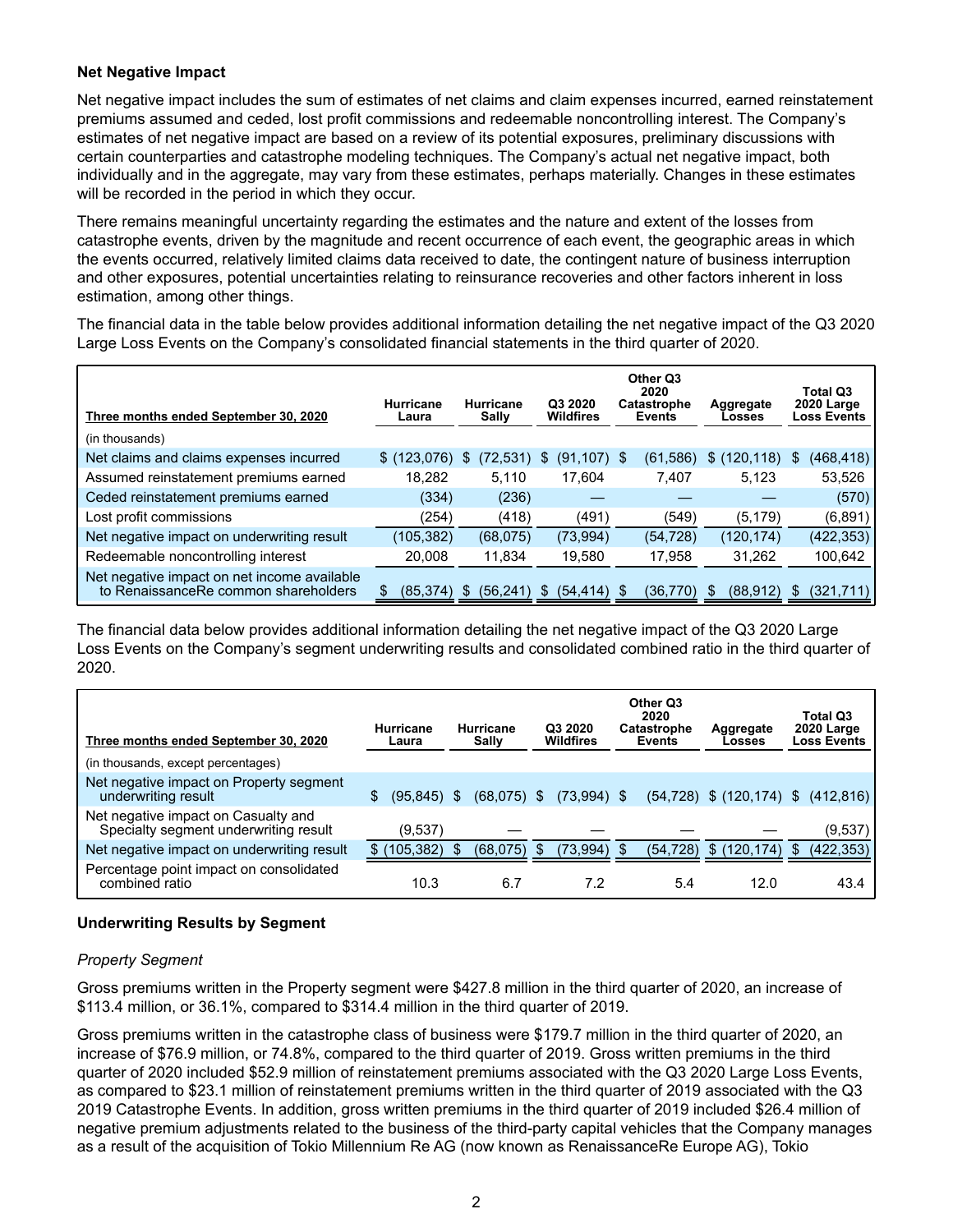**Net Negative Impact**

Net negative impact includes the sum of estimates of net claims and claim expenses incurred, earned reinstatement premiums assumed and ceded, lost profit commissions and redeemable noncontrolling interest. The Company's estimates of net negative impact are based on a review of its potential exposures, preliminary discussions with certain counterparties and catastrophe modeling techniques. The Company's actual net negative impact, both individually and in the aggregate, may vary from these estimates, perhaps materially. Changes in these estimates will be recorded in the period in which they occur.

There remains meaningful uncertainty regarding the estimates and the nature and extent of the losses from catastrophe events, driven by the magnitude and recent occurrence of each event, the geographic areas in which the events occurred, relatively limited claims data received to date, the contingent nature of business interruption and other exposures, potential uncertainties relating to reinsurance recoveries and other factors inherent in loss estimation, among other things.

The financial data in the table below provides additional information detailing the net negative impact of the Q3 2020 Large Loss Events on the Company's consolidated financial statements in the third quarter of 2020.

| Three months ended September 30, 2020 | Hurricane Laura | Hurricane Sally | Q3 2020 Wildfires | Other Q3 2020 Catastrophe Events | Aggregate Losses | Total Q3 2020 Large Loss Events |
|---|---|---|---|---|---|---|
| (in thousands) | | | | | | |
| Net claims and claims expenses incurred | $ (123,076) | $ (72,531) | $ (91,107) | $ (61,586) | $ (120,118) | $ (468,418) |
| Assumed reinstatement premiums earned | 18,282 | 5,110 | 17,604 | 7,407 | 5,123 | 53,526 |
| Ceded reinstatement premiums earned | (334) | (236) | — | — | — | (570) |
| Lost profit commissions | (254) | (418) | (491) | (549) | (5,179) | (6,891) |
| Net negative impact on underwriting result | (105,382) | (68,075) | (73,994) | (54,728) | (120,174) | (422,353) |
| Redeemable noncontrolling interest | 20,008 | 11,834 | 19,580 | 17,958 | 31,262 | 100,642 |
| Net negative impact on net income available to RenaissanceRe common shareholders | $ (85,374) | $ (56,241) | $ (54,414) | $ (36,770) | $ (88,912) | $ (321,711) |

The financial data below provides additional information detailing the net negative impact of the Q3 2020 Large Loss Events on the Company's segment underwriting results and consolidated combined ratio in the third quarter of 2020.

| Three months ended September 30, 2020 | Hurricane Laura | Hurricane Sally | Q3 2020 Wildfires | Other Q3 2020 Catastrophe Events | Aggregate Losses | Total Q3 2020 Large Loss Events |
|---|---|---|---|---|---|---|
| (in thousands, except percentages) | | | | | | |
| Net negative impact on Property segment underwriting result | $ (95,845) | $ (68,075) | $ (73,994) | $ (54,728) | $ (120,174) | $ (412,816) |
| Net negative impact on Casualty and Specialty segment underwriting result | (9,537) | — | — | — | — | (9,537) |
| Net negative impact on underwriting result | $ (105,382) | $ (68,075) | $ (73,994) | $ (54,728) | $ (120,174) | $ (422,353) |
| Percentage point impact on consolidated combined ratio | 10.3 | 6.7 | 7.2 | 5.4 | 12.0 | 43.4 |

**Underwriting Results by Segment**

*Property Segment*

Gross premiums written in the Property segment were $427.8 million in the third quarter of 2020, an increase of $113.4 million, or 36.1%, compared to $314.4 million in the third quarter of 2019.

Gross premiums written in the catastrophe class of business were $179.7 million in the third quarter of 2020, an increase of $76.9 million, or 74.8%, compared to the third quarter of 2019. Gross written premiums in the third quarter of 2020 included $52.9 million of reinstatement premiums associated with the Q3 2020 Large Loss Events, as compared to $23.1 million of reinstatement premiums written in the third quarter of 2019 associated with the Q3 2019 Catastrophe Events. In addition, gross written premiums in the third quarter of 2019 included $26.4 million of negative premium adjustments related to the business of the third-party capital vehicles that the Company manages as a result of the acquisition of Tokio Millennium Re AG (now known as RenaissanceRe Europe AG), Tokio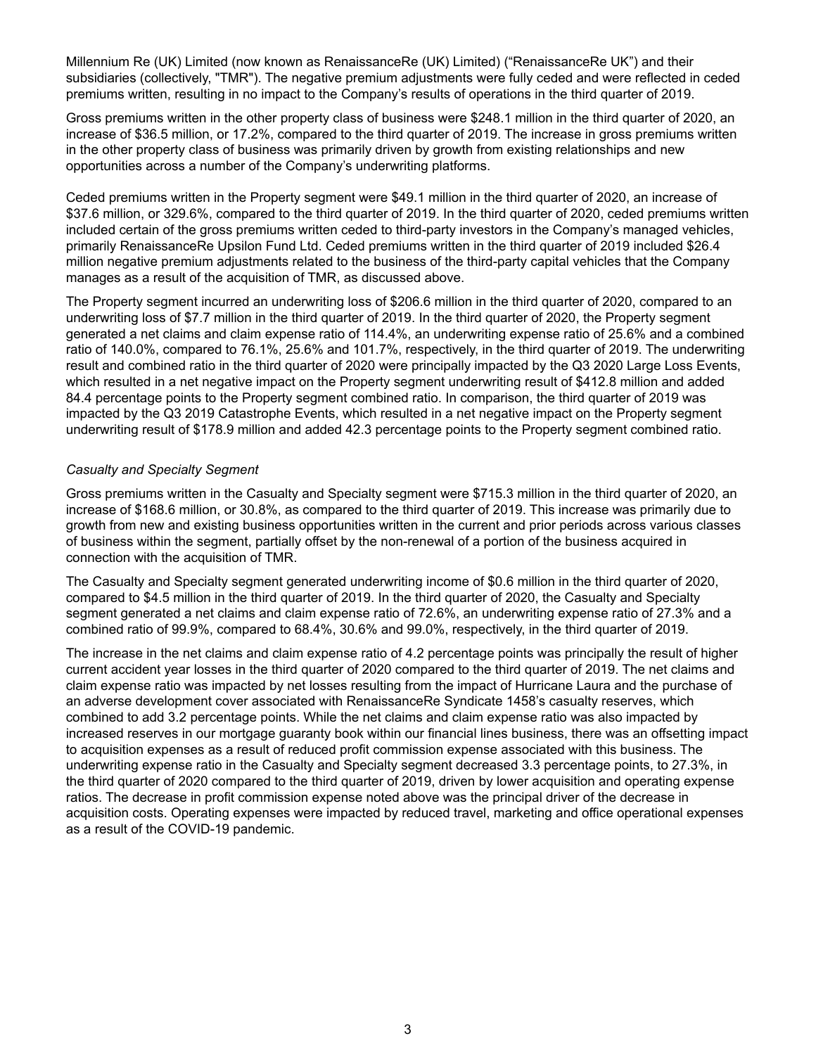Millennium Re (UK) Limited (now known as RenaissanceRe (UK) Limited) ("RenaissanceRe UK") and their subsidiaries (collectively, "TMR"). The negative premium adjustments were fully ceded and were reflected in ceded premiums written, resulting in no impact to the Company's results of operations in the third quarter of 2019.

Gross premiums written in the other property class of business were $248.1 million in the third quarter of 2020, an increase of $36.5 million, or 17.2%, compared to the third quarter of 2019. The increase in gross premiums written in the other property class of business was primarily driven by growth from existing relationships and new opportunities across a number of the Company's underwriting platforms.

Ceded premiums written in the Property segment were $49.1 million in the third quarter of 2020, an increase of $37.6 million, or 329.6%, compared to the third quarter of 2019. In the third quarter of 2020, ceded premiums written included certain of the gross premiums written ceded to third-party investors in the Company's managed vehicles, primarily RenaissanceRe Upsilon Fund Ltd. Ceded premiums written in the third quarter of 2019 included $26.4 million negative premium adjustments related to the business of the third-party capital vehicles that the Company manages as a result of the acquisition of TMR, as discussed above.

The Property segment incurred an underwriting loss of $206.6 million in the third quarter of 2020, compared to an underwriting loss of $7.7 million in the third quarter of 2019. In the third quarter of 2020, the Property segment generated a net claims and claim expense ratio of 114.4%, an underwriting expense ratio of 25.6% and a combined ratio of 140.0%, compared to 76.1%, 25.6% and 101.7%, respectively, in the third quarter of 2019. The underwriting result and combined ratio in the third quarter of 2020 were principally impacted by the Q3 2020 Large Loss Events, which resulted in a net negative impact on the Property segment underwriting result of $412.8 million and added 84.4 percentage points to the Property segment combined ratio. In comparison, the third quarter of 2019 was impacted by the Q3 2019 Catastrophe Events, which resulted in a net negative impact on the Property segment underwriting result of $178.9 million and added 42.3 percentage points to the Property segment combined ratio.

*Casualty and Specialty Segment*

Gross premiums written in the Casualty and Specialty segment were $715.3 million in the third quarter of 2020, an increase of $168.6 million, or 30.8%, as compared to the third quarter of 2019. This increase was primarily due to growth from new and existing business opportunities written in the current and prior periods across various classes of business within the segment, partially offset by the non-renewal of a portion of the business acquired in connection with the acquisition of TMR.

The Casualty and Specialty segment generated underwriting income of $0.6 million in the third quarter of 2020, compared to $4.5 million in the third quarter of 2019. In the third quarter of 2020, the Casualty and Specialty segment generated a net claims and claim expense ratio of 72.6%, an underwriting expense ratio of 27.3% and a combined ratio of 99.9%, compared to 68.4%, 30.6% and 99.0%, respectively, in the third quarter of 2019.

The increase in the net claims and claim expense ratio of 4.2 percentage points was principally the result of higher current accident year losses in the third quarter of 2020 compared to the third quarter of 2019. The net claims and claim expense ratio was impacted by net losses resulting from the impact of Hurricane Laura and the purchase of an adverse development cover associated with RenaissanceRe Syndicate 1458's casualty reserves, which combined to add 3.2 percentage points. While the net claims and claim expense ratio was also impacted by increased reserves in our mortgage guaranty book within our financial lines business, there was an offsetting impact to acquisition expenses as a result of reduced profit commission expense associated with this business. The underwriting expense ratio in the Casualty and Specialty segment decreased 3.3 percentage points, to 27.3%, in the third quarter of 2020 compared to the third quarter of 2019, driven by lower acquisition and operating expense ratios. The decrease in profit commission expense noted above was the principal driver of the decrease in acquisition costs. Operating expenses were impacted by reduced travel, marketing and office operational expenses as a result of the COVID-19 pandemic.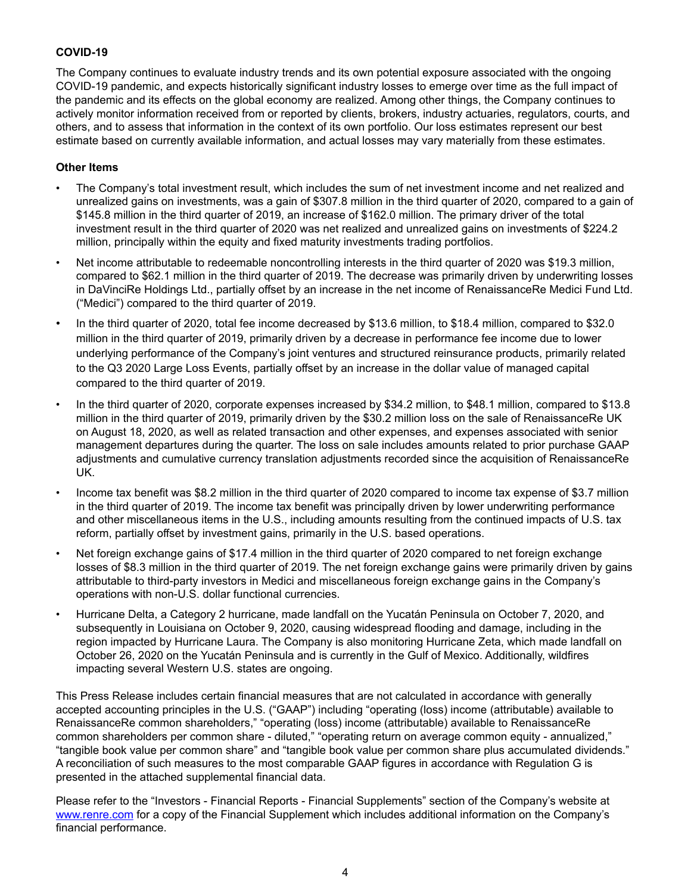**COVID-19**

The Company continues to evaluate industry trends and its own potential exposure associated with the ongoing COVID-19 pandemic, and expects historically significant industry losses to emerge over time as the full impact of the pandemic and its effects on the global economy are realized. Among other things, the Company continues to actively monitor information received from or reported by clients, brokers, industry actuaries, regulators, courts, and others, and to assess that information in the context of its own portfolio. Our loss estimates represent our best estimate based on currently available information, and actual losses may vary materially from these estimates.

**Other Items**

- The Company's total investment result, which includes the sum of net investment income and net realized and unrealized gains on investments, was a gain of $307.8 million in the third quarter of 2020, compared to a gain of $145.8 million in the third quarter of 2019, an increase of $162.0 million. The primary driver of the total investment result in the third quarter of 2020 was net realized and unrealized gains on investments of $224.2 million, principally within the equity and fixed maturity investments trading portfolios.
- Net income attributable to redeemable noncontrolling interests in the third quarter of 2020 was $19.3 million, compared to $62.1 million in the third quarter of 2019. The decrease was primarily driven by underwriting losses in DaVinciRe Holdings Ltd., partially offset by an increase in the net income of RenaissanceRe Medici Fund Ltd. ("Medici") compared to the third quarter of 2019.
- In the third quarter of 2020, total fee income decreased by $13.6 million, to $18.4 million, compared to $32.0 million in the third quarter of 2019, primarily driven by a decrease in performance fee income due to lower underlying performance of the Company's joint ventures and structured reinsurance products, primarily related to the Q3 2020 Large Loss Events, partially offset by an increase in the dollar value of managed capital compared to the third quarter of 2019.
- In the third quarter of 2020, corporate expenses increased by $34.2 million, to $48.1 million, compared to $13.8 million in the third quarter of 2019, primarily driven by the $30.2 million loss on the sale of RenaissanceRe UK on August 18, 2020, as well as related transaction and other expenses, and expenses associated with senior management departures during the quarter. The loss on sale includes amounts related to prior purchase GAAP adjustments and cumulative currency translation adjustments recorded since the acquisition of RenaissanceRe UK.
- Income tax benefit was $8.2 million in the third quarter of 2020 compared to income tax expense of $3.7 million in the third quarter of 2019. The income tax benefit was principally driven by lower underwriting performance and other miscellaneous items in the U.S., including amounts resulting from the continued impacts of U.S. tax reform, partially offset by investment gains, primarily in the U.S. based operations.
- Net foreign exchange gains of $17.4 million in the third quarter of 2020 compared to net foreign exchange losses of $8.3 million in the third quarter of 2019. The net foreign exchange gains were primarily driven by gains attributable to third-party investors in Medici and miscellaneous foreign exchange gains in the Company's operations with non-U.S. dollar functional currencies.
- Hurricane Delta, a Category 2 hurricane, made landfall on the Yucatán Peninsula on October 7, 2020, and subsequently in Louisiana on October 9, 2020, causing widespread flooding and damage, including in the region impacted by Hurricane Laura. The Company is also monitoring Hurricane Zeta, which made landfall on October 26, 2020 on the Yucatán Peninsula and is currently in the Gulf of Mexico. Additionally, wildfires impacting several Western U.S. states are ongoing.

This Press Release includes certain financial measures that are not calculated in accordance with generally accepted accounting principles in the U.S. ("GAAP") including "operating (loss) income (attributable) available to RenaissanceRe common shareholders," "operating (loss) income (attributable) available to RenaissanceRe common shareholders per common share - diluted," "operating return on average common equity - annualized," "tangible book value per common share" and "tangible book value per common share plus accumulated dividends." A reconciliation of such measures to the most comparable GAAP figures in accordance with Regulation G is presented in the attached supplemental financial data.

Please refer to the "Investors - Financial Reports - Financial Supplements" section of the Company's website at www.renre.com for a copy of the Financial Supplement which includes additional information on the Company's financial performance.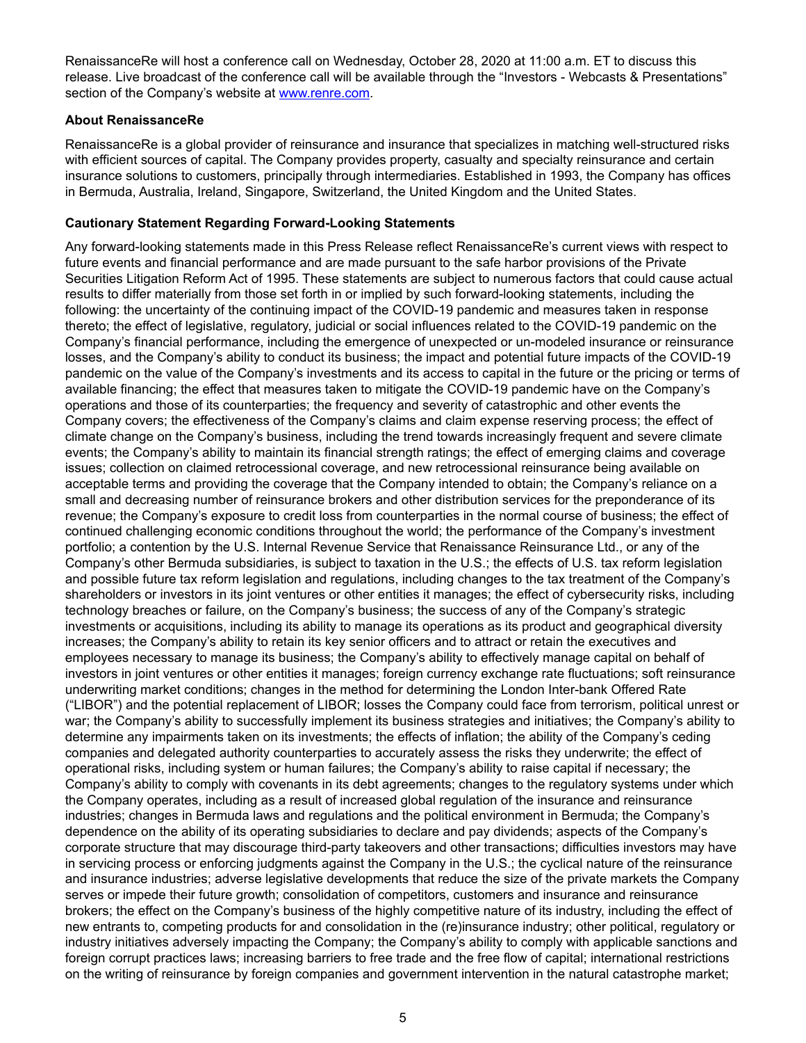RenaissanceRe will host a conference call on Wednesday, October 28, 2020 at 11:00 a.m. ET to discuss this release. Live broadcast of the conference call will be available through the "Investors - Webcasts & Presentations" section of the Company's website at www.renre.com.

**About RenaissanceRe**

RenaissanceRe is a global provider of reinsurance and insurance that specializes in matching well-structured risks with efficient sources of capital. The Company provides property, casualty and specialty reinsurance and certain insurance solutions to customers, principally through intermediaries. Established in 1993, the Company has offices in Bermuda, Australia, Ireland, Singapore, Switzerland, the United Kingdom and the United States.

**Cautionary Statement Regarding Forward-Looking Statements**

Any forward-looking statements made in this Press Release reflect RenaissanceRe's current views with respect to future events and financial performance and are made pursuant to the safe harbor provisions of the Private Securities Litigation Reform Act of 1995. These statements are subject to numerous factors that could cause actual results to differ materially from those set forth in or implied by such forward-looking statements, including the following: the uncertainty of the continuing impact of the COVID-19 pandemic and measures taken in response thereto; the effect of legislative, regulatory, judicial or social influences related to the COVID-19 pandemic on the Company's financial performance, including the emergence of unexpected or un-modeled insurance or reinsurance losses, and the Company's ability to conduct its business; the impact and potential future impacts of the COVID-19 pandemic on the value of the Company's investments and its access to capital in the future or the pricing or terms of available financing; the effect that measures taken to mitigate the COVID-19 pandemic have on the Company's operations and those of its counterparties; the frequency and severity of catastrophic and other events the Company covers; the effectiveness of the Company's claims and claim expense reserving process; the effect of climate change on the Company's business, including the trend towards increasingly frequent and severe climate events; the Company's ability to maintain its financial strength ratings; the effect of emerging claims and coverage issues; collection on claimed retrocessional coverage, and new retrocessional reinsurance being available on acceptable terms and providing the coverage that the Company intended to obtain; the Company's reliance on a small and decreasing number of reinsurance brokers and other distribution services for the preponderance of its revenue; the Company's exposure to credit loss from counterparties in the normal course of business; the effect of continued challenging economic conditions throughout the world; the performance of the Company's investment portfolio; a contention by the U.S. Internal Revenue Service that Renaissance Reinsurance Ltd., or any of the Company's other Bermuda subsidiaries, is subject to taxation in the U.S.; the effects of U.S. tax reform legislation and possible future tax reform legislation and regulations, including changes to the tax treatment of the Company's shareholders or investors in its joint ventures or other entities it manages; the effect of cybersecurity risks, including technology breaches or failure, on the Company's business; the success of any of the Company's strategic investments or acquisitions, including its ability to manage its operations as its product and geographical diversity increases; the Company's ability to retain its key senior officers and to attract or retain the executives and employees necessary to manage its business; the Company's ability to effectively manage capital on behalf of investors in joint ventures or other entities it manages; foreign currency exchange rate fluctuations; soft reinsurance underwriting market conditions; changes in the method for determining the London Inter-bank Offered Rate ("LIBOR") and the potential replacement of LIBOR; losses the Company could face from terrorism, political unrest or war; the Company's ability to successfully implement its business strategies and initiatives; the Company's ability to determine any impairments taken on its investments; the effects of inflation; the ability of the Company's ceding companies and delegated authority counterparties to accurately assess the risks they underwrite; the effect of operational risks, including system or human failures; the Company's ability to raise capital if necessary; the Company's ability to comply with covenants in its debt agreements; changes to the regulatory systems under which the Company operates, including as a result of increased global regulation of the insurance and reinsurance industries; changes in Bermuda laws and regulations and the political environment in Bermuda; the Company's dependence on the ability of its operating subsidiaries to declare and pay dividends; aspects of the Company's corporate structure that may discourage third-party takeovers and other transactions; difficulties investors may have in servicing process or enforcing judgments against the Company in the U.S.; the cyclical nature of the reinsurance and insurance industries; adverse legislative developments that reduce the size of the private markets the Company serves or impede their future growth; consolidation of competitors, customers and insurance and reinsurance brokers; the effect on the Company's business of the highly competitive nature of its industry, including the effect of new entrants to, competing products for and consolidation in the (re)insurance industry; other political, regulatory or industry initiatives adversely impacting the Company; the Company's ability to comply with applicable sanctions and foreign corrupt practices laws; increasing barriers to free trade and the free flow of capital; international restrictions on the writing of reinsurance by foreign companies and government intervention in the natural catastrophe market;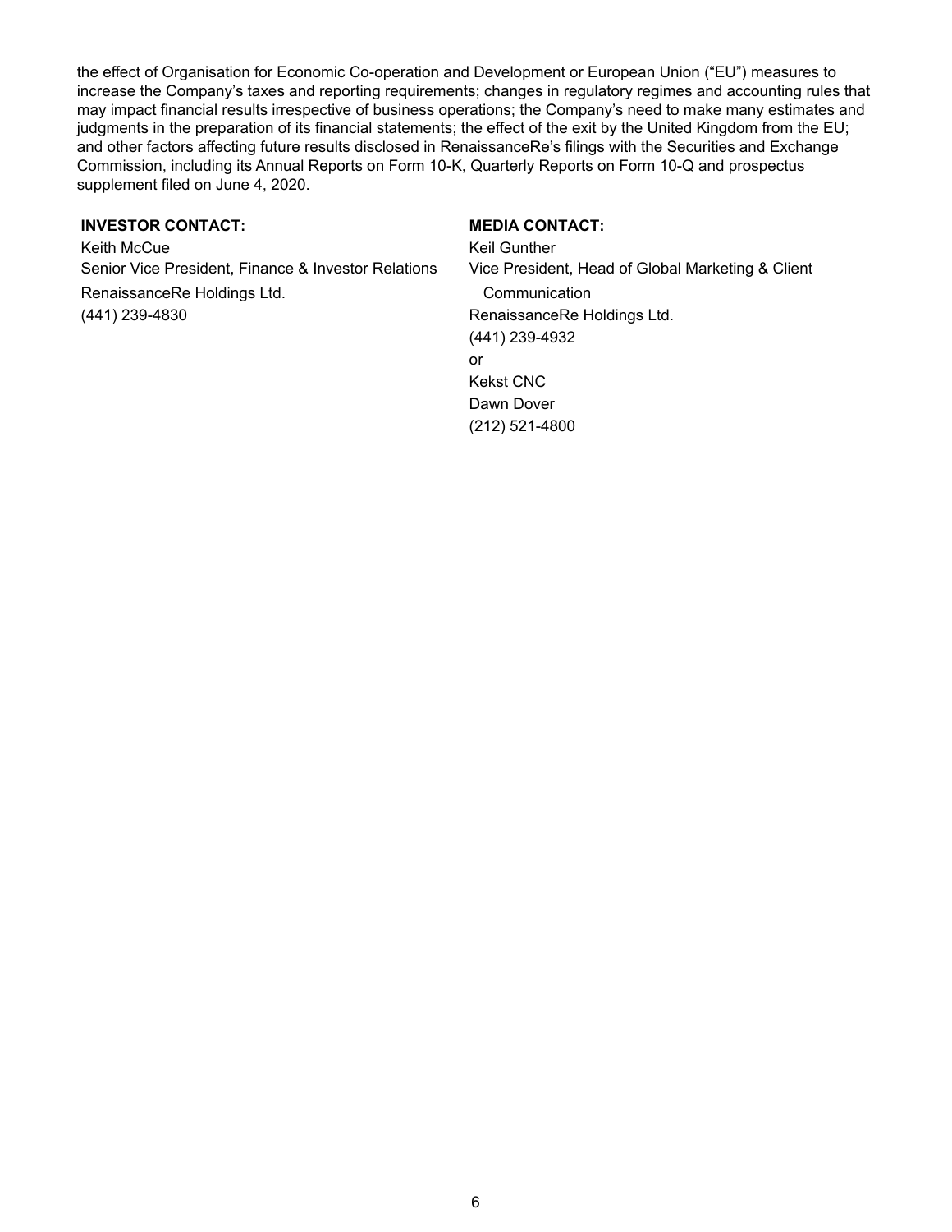the effect of Organisation for Economic Co-operation and Development or European Union ("EU") measures to increase the Company's taxes and reporting requirements; changes in regulatory regimes and accounting rules that may impact financial results irrespective of business operations; the Company's need to make many estimates and judgments in the preparation of its financial statements; the effect of the exit by the United Kingdom from the EU; and other factors affecting future results disclosed in RenaissanceRe's filings with the Securities and Exchange Commission, including its Annual Reports on Form 10-K, Quarterly Reports on Form 10-Q and prospectus supplement filed on June 4, 2020.

**INVESTOR CONTACT:**

Keith McCue
Senior Vice President, Finance & Investor Relations
RenaissanceRe Holdings Ltd.
(441) 239-4830

**MEDIA CONTACT:**

Keil Gunther
Vice President, Head of Global Marketing & Client Communication
RenaissanceRe Holdings Ltd.
(441) 239-4932
or
Kekst CNC
Dawn Dover
(212) 521-4800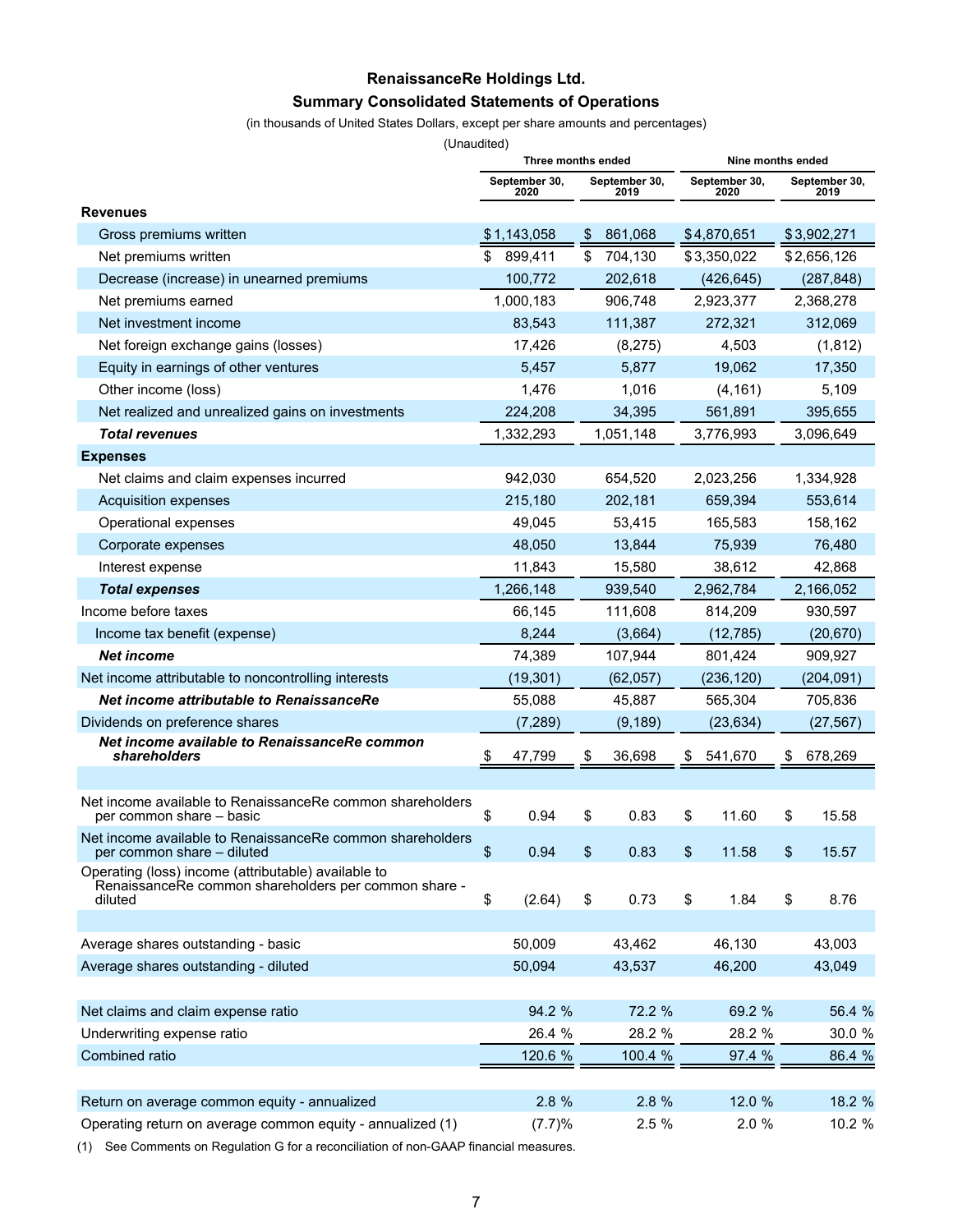# RenaissanceRe Holdings Ltd.

## Summary Consolidated Statements of Operations

(in thousands of United States Dollars, except per share amounts and percentages)

(Unaudited)

| | Three months ended | | Nine months ended | |
|---|---|---|---|---|
| | September 30, 2020 | September 30, 2019 | September 30, 2020 | September 30, 2019 |
| **Revenues** | | | | |
| Gross premiums written | $ 1,143,058 | $ 861,068 | $ 4,870,651 | $ 3,902,271 |
| Net premiums written | $ 899,411 | $ 704,130 | $ 3,350,022 | $ 2,656,126 |
| Decrease (increase) in unearned premiums | 100,772 | 202,618 | (426,645) | (287,848) |
| Net premiums earned | 1,000,183 | 906,748 | 2,923,377 | 2,368,278 |
| Net investment income | 83,543 | 111,387 | 272,321 | 312,069 |
| Net foreign exchange gains (losses) | 17,426 | (8,275) | 4,503 | (1,812) |
| Equity in earnings of other ventures | 5,457 | 5,877 | 19,062 | 17,350 |
| Other income (loss) | 1,476 | 1,016 | (4,161) | 5,109 |
| Net realized and unrealized gains on investments | 224,208 | 34,395 | 561,891 | 395,655 |
| ***Total revenues*** | 1,332,293 | 1,051,148 | 3,776,993 | 3,096,649 |
| **Expenses** | | | | |
| Net claims and claim expenses incurred | 942,030 | 654,520 | 2,023,256 | 1,334,928 |
| Acquisition expenses | 215,180 | 202,181 | 659,394 | 553,614 |
| Operational expenses | 49,045 | 53,415 | 165,583 | 158,162 |
| Corporate expenses | 48,050 | 13,844 | 75,939 | 76,480 |
| Interest expense | 11,843 | 15,580 | 38,612 | 42,868 |
| ***Total expenses*** | 1,266,148 | 939,540 | 2,962,784 | 2,166,052 |
| Income before taxes | 66,145 | 111,608 | 814,209 | 930,597 |
| Income tax benefit (expense) | 8,244 | (3,664) | (12,785) | (20,670) |
| ***Net income*** | 74,389 | 107,944 | 801,424 | 909,927 |
| Net income attributable to noncontrolling interests | (19,301) | (62,057) | (236,120) | (204,091) |
| ***Net income attributable to RenaissanceRe*** | 55,088 | 45,887 | 565,304 | 705,836 |
| Dividends on preference shares | (7,289) | (9,189) | (23,634) | (27,567) |
| ***Net income available to RenaissanceRe common shareholders*** | $ 47,799 | $ 36,698 | $ 541,670 | $ 678,269 |
| | | | | |
| Net income available to RenaissanceRe common shareholders per common share – basic | $ 0.94 | $ 0.83 | $ 11.60 | $ 15.58 |
| Net income available to RenaissanceRe common shareholders per common share – diluted | $ 0.94 | $ 0.83 | $ 11.58 | $ 15.57 |
| Operating (loss) income (attributable) available to RenaissanceRe common shareholders per common share - diluted | $ (2.64) | $ 0.73 | $ 1.84 | $ 8.76 |
| | | | | |
| Average shares outstanding - basic | 50,009 | 43,462 | 46,130 | 43,003 |
| Average shares outstanding - diluted | 50,094 | 43,537 | 46,200 | 43,049 |
| | | | | |
| Net claims and claim expense ratio | 94.2 % | 72.2 % | 69.2 % | 56.4 % |
| Underwriting expense ratio | 26.4 % | 28.2 % | 28.2 % | 30.0 % |
| Combined ratio | 120.6 % | 100.4 % | 97.4 % | 86.4 % |
| | | | | |
| Return on average common equity - annualized | 2.8 % | 2.8 % | 12.0 % | 18.2 % |
| Operating return on average common equity - annualized (1) | (7.7)% | 2.5 % | 2.0 % | 10.2 % |

(1) See Comments on Regulation G for a reconciliation of non-GAAP financial measures.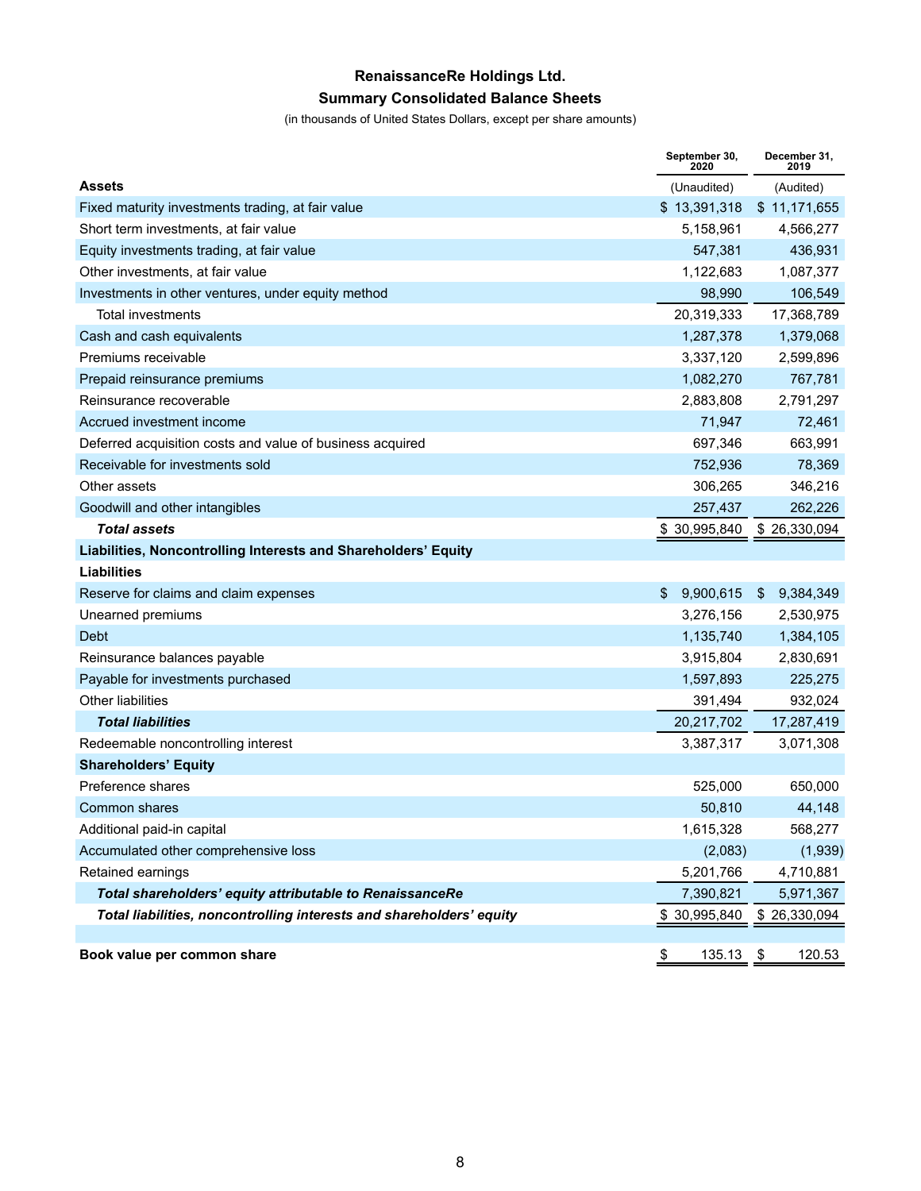# RenaissanceRe Holdings Ltd.

## Summary Consolidated Balance Sheets

(in thousands of United States Dollars, except per share amounts)

| | September 30, 2020 | December 31, 2019 |
|---|---|---|
| **Assets** | (Unaudited) | (Audited) |
| Fixed maturity investments trading, at fair value | $ 13,391,318 | $ 11,171,655 |
| Short term investments, at fair value | 5,158,961 | 4,566,277 |
| Equity investments trading, at fair value | 547,381 | 436,931 |
| Other investments, at fair value | 1,122,683 | 1,087,377 |
| Investments in other ventures, under equity method | 98,990 | 106,549 |
| Total investments | 20,319,333 | 17,368,789 |
| Cash and cash equivalents | 1,287,378 | 1,379,068 |
| Premiums receivable | 3,337,120 | 2,599,896 |
| Prepaid reinsurance premiums | 1,082,270 | 767,781 |
| Reinsurance recoverable | 2,883,808 | 2,791,297 |
| Accrued investment income | 71,947 | 72,461 |
| Deferred acquisition costs and value of business acquired | 697,346 | 663,991 |
| Receivable for investments sold | 752,936 | 78,369 |
| Other assets | 306,265 | 346,216 |
| Goodwill and other intangibles | 257,437 | 262,226 |
| ***Total assets*** | $ 30,995,840 | $ 26,330,094 |
| **Liabilities, Noncontrolling Interests and Shareholders' Equity** | | |
| **Liabilities** | | |
| Reserve for claims and claim expenses | $ 9,900,615 | $ 9,384,349 |
| Unearned premiums | 3,276,156 | 2,530,975 |
| Debt | 1,135,740 | 1,384,105 |
| Reinsurance balances payable | 3,915,804 | 2,830,691 |
| Payable for investments purchased | 1,597,893 | 225,275 |
| Other liabilities | 391,494 | 932,024 |
| ***Total liabilities*** | 20,217,702 | 17,287,419 |
| Redeemable noncontrolling interest | 3,387,317 | 3,071,308 |
| **Shareholders' Equity** | | |
| Preference shares | 525,000 | 650,000 |
| Common shares | 50,810 | 44,148 |
| Additional paid-in capital | 1,615,328 | 568,277 |
| Accumulated other comprehensive loss | (2,083) | (1,939) |
| Retained earnings | 5,201,766 | 4,710,881 |
| ***Total shareholders' equity attributable to RenaissanceRe*** | 7,390,821 | 5,971,367 |
| ***Total liabilities, noncontrolling interests and shareholders' equity*** | $ 30,995,840 | $ 26,330,094 |
| | | |
| **Book value per common share** | $ 135.13 | $ 120.53 |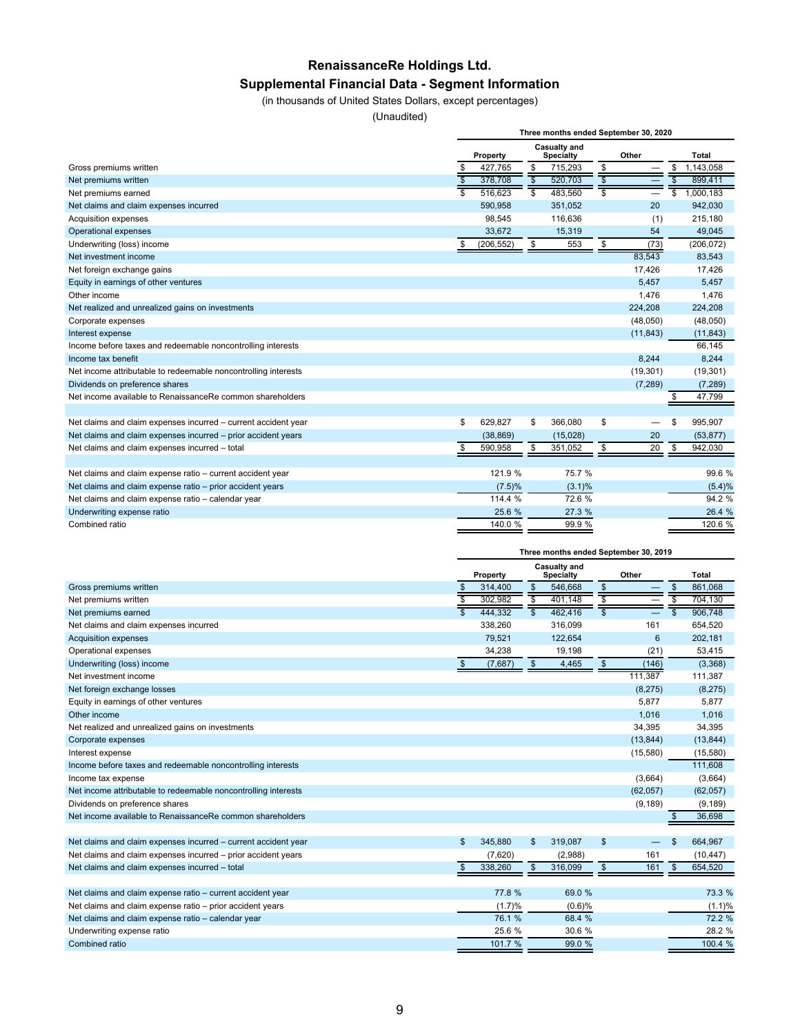# RenaissanceRe Holdings Ltd.

## Supplemental Financial Data - Segment Information

(in thousands of United States Dollars, except percentages)

(Unaudited)

| | Three months ended September 30, 2020 | | | |
|---|---|---|---|---|
| | Property | Casualty and Specialty | Other | Total |
| Gross premiums written | $ 427,765 | $ 715,293 | $ — | $ 1,143,058 |
| Net premiums written | $ 378,708 | $ 520,703 | $ — | $ 899,411 |
| Net premiums earned | $ 516,623 | $ 483,560 | $ — | $ 1,000,183 |
| Net claims and claim expenses incurred | 590,958 | 351,052 | 20 | 942,030 |
| Acquisition expenses | 98,545 | 116,636 | (1) | 215,180 |
| Operational expenses | 33,672 | 15,319 | 54 | 49,045 |
| Underwriting (loss) income | $ (206,552) | $ 553 | $ (73) | (206,072) |
| Net investment income | | | 83,543 | 83,543 |
| Net foreign exchange gains | | | 17,426 | 17,426 |
| Equity in earnings of other ventures | | | 5,457 | 5,457 |
| Other income | | | 1,476 | 1,476 |
| Net realized and unrealized gains on investments | | | 224,208 | 224,208 |
| Corporate expenses | | | (48,050) | (48,050) |
| Interest expense | | | (11,843) | (11,843) |
| Income before taxes and redeemable noncontrolling interests | | | | 66,145 |
| Income tax benefit | | | 8,244 | 8,244 |
| Net income attributable to redeemable noncontrolling interests | | | (19,301) | (19,301) |
| Dividends on preference shares | | | (7,289) | (7,289) |
| Net income available to RenaissanceRe common shareholders | | | | $ 47,799 |
| | | | | |
| Net claims and claim expenses incurred – current accident year | $ 629,827 | $ 366,080 | $ — | $ 995,907 |
| Net claims and claim expenses incurred – prior accident years | (38,869) | (15,028) | 20 | (53,877) |
| Net claims and claim expenses incurred – total | $ 590,958 | $ 351,052 | $ 20 | $ 942,030 |
| | | | | |
| Net claims and claim expense ratio – current accident year | 121.9 % | 75.7 % | | 99.6 % |
| Net claims and claim expense ratio – prior accident years | (7.5)% | (3.1)% | | (5.4)% |
| Net claims and claim expense ratio – calendar year | 114.4 % | 72.6 % | | 94.2 % |
| Underwriting expense ratio | 25.6 % | 27.3 % | | 26.4 % |
| Combined ratio | 140.0 % | 99.9 % | | 120.6 % |

| | Three months ended September 30, 2019 | | | |
|---|---|---|---|---|
| | Property | Casualty and Specialty | Other | Total |
| Gross premiums written | $ 314,400 | $ 546,668 | $ — | $ 861,068 |
| Net premiums written | $ 302,982 | $ 401,148 | $ — | $ 704,130 |
| Net premiums earned | $ 444,332 | $ 462,416 | $ — | $ 906,748 |
| Net claims and claim expenses incurred | 338,260 | 316,099 | 161 | 654,520 |
| Acquisition expenses | 79,521 | 122,654 | 6 | 202,181 |
| Operational expenses | 34,238 | 19,198 | (21) | 53,415 |
| Underwriting (loss) income | $ (7,687) | $ 4,465 | $ (146) | (3,368) |
| Net investment income | | | 111,387 | 111,387 |
| Net foreign exchange losses | | | (8,275) | (8,275) |
| Equity in earnings of other ventures | | | 5,877 | 5,877 |
| Other income | | | 1,016 | 1,016 |
| Net realized and unrealized gains on investments | | | 34,395 | 34,395 |
| Corporate expenses | | | (13,844) | (13,844) |
| Interest expense | | | (15,580) | (15,580) |
| Income before taxes and redeemable noncontrolling interests | | | | 111,608 |
| Income tax expense | | | (3,664) | (3,664) |
| Net income attributable to redeemable noncontrolling interests | | | (62,057) | (62,057) |
| Dividends on preference shares | | | (9,189) | (9,189) |
| Net income available to RenaissanceRe common shareholders | | | | $ 36,698 |
| | | | | |
| Net claims and claim expenses incurred – current accident year | $ 345,880 | $ 319,087 | $ — | $ 664,967 |
| Net claims and claim expenses incurred – prior accident years | (7,620) | (2,988) | 161 | (10,447) |
| Net claims and claim expenses incurred – total | $ 338,260 | $ 316,099 | $ 161 | $ 654,520 |
| | | | | |
| Net claims and claim expense ratio – current accident year | 77.8 % | 69.0 % | | 73.3 % |
| Net claims and claim expense ratio – prior accident years | (1.7)% | (0.6)% | | (1.1)% |
| Net claims and claim expense ratio – calendar year | 76.1 % | 68.4 % | | 72.2 % |
| Underwriting expense ratio | 25.6 % | 30.6 % | | 28.2 % |
| Combined ratio | 101.7 % | 99.0 % | | 100.4 % |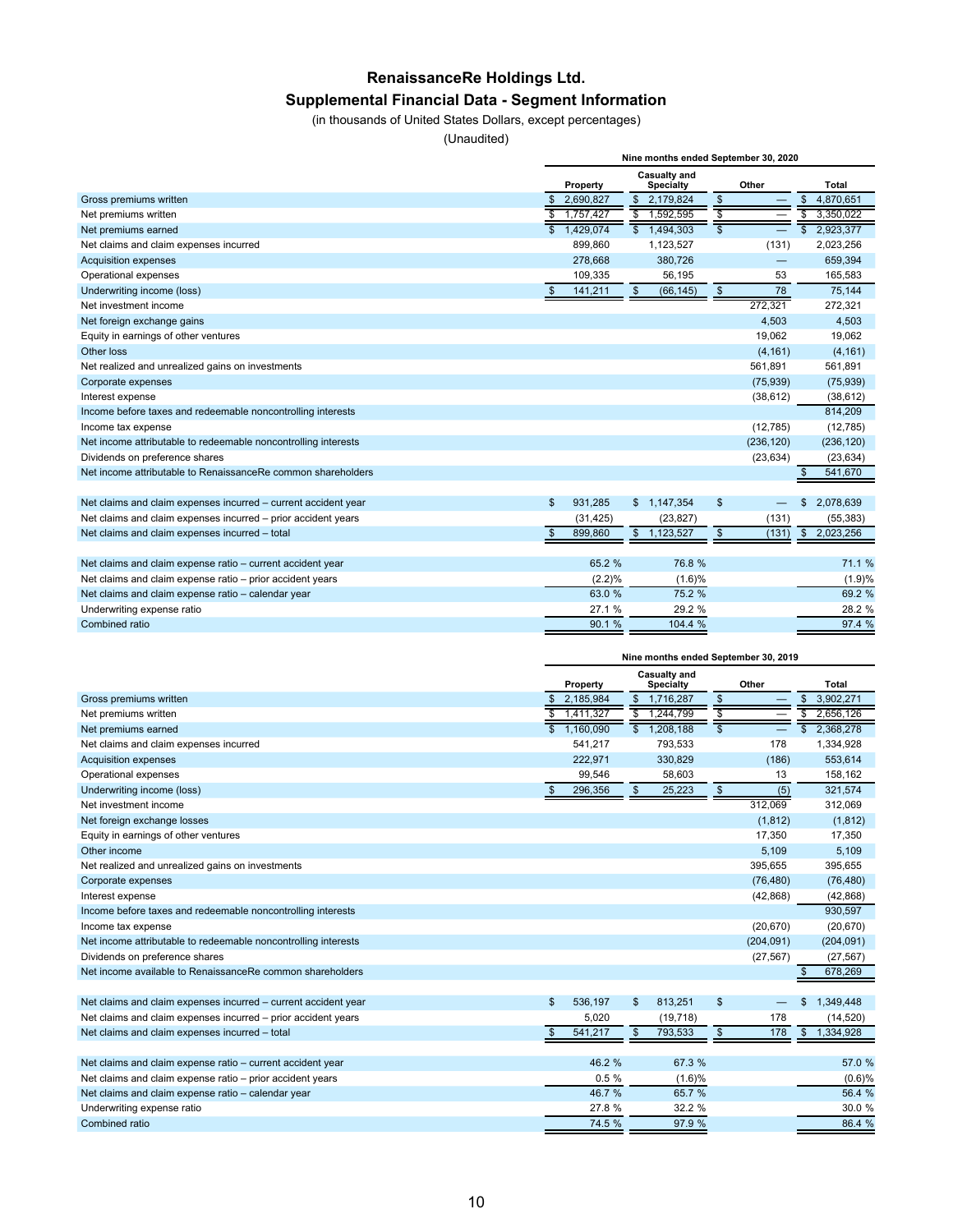# RenaissanceRe Holdings Ltd.

## Supplemental Financial Data - Segment Information

(in thousands of United States Dollars, except percentages)

(Unaudited)

| | Nine months ended September 30, 2020 | | | |
|---|---|---|---|---|
| | Property | Casualty and Specialty | Other | Total |
| Gross premiums written | $ 2,690,827 | $ 2,179,824 | $ — | $ 4,870,651 |
| Net premiums written | $ 1,757,427 | $ 1,592,595 | $ — | $ 3,350,022 |
| Net premiums earned | $ 1,429,074 | $ 1,494,303 | $ — | $ 2,923,377 |
| Net claims and claim expenses incurred | 899,860 | 1,123,527 | (131) | 2,023,256 |
| Acquisition expenses | 278,668 | 380,726 | — | 659,394 |
| Operational expenses | 109,335 | 56,195 | 53 | 165,583 |
| Underwriting income (loss) | $ 141,211 | $ (66,145) | $ 78 | 75,144 |
| Net investment income | | | 272,321 | 272,321 |
| Net foreign exchange gains | | | 4,503 | 4,503 |
| Equity in earnings of other ventures | | | 19,062 | 19,062 |
| Other loss | | | (4,161) | (4,161) |
| Net realized and unrealized gains on investments | | | 561,891 | 561,891 |
| Corporate expenses | | | (75,939) | (75,939) |
| Interest expense | | | (38,612) | (38,612) |
| Income before taxes and redeemable noncontrolling interests | | | | 814,209 |
| Income tax expense | | | (12,785) | (12,785) |
| Net income attributable to redeemable noncontrolling interests | | | (236,120) | (236,120) |
| Dividends on preference shares | | | (23,634) | (23,634) |
| Net income attributable to RenaissanceRe common shareholders | | | | $ 541,670 |
| | | | | |
| Net claims and claim expenses incurred – current accident year | $ 931,285 | $ 1,147,354 | $ — | $ 2,078,639 |
| Net claims and claim expenses incurred – prior accident years | (31,425) | (23,827) | (131) | (55,383) |
| Net claims and claim expenses incurred – total | $ 899,860 | $ 1,123,527 | $ (131) | $ 2,023,256 |
| | | | | |
| Net claims and claim expense ratio – current accident year | 65.2 % | 76.8 % | | 71.1 % |
| Net claims and claim expense ratio – prior accident years | (2.2)% | (1.6)% | | (1.9)% |
| Net claims and claim expense ratio – calendar year | 63.0 % | 75.2 % | | 69.2 % |
| Underwriting expense ratio | 27.1 % | 29.2 % | | 28.2 % |
| Combined ratio | 90.1 % | 104.4 % | | 97.4 % |

| | Nine months ended September 30, 2019 | | | |
|---|---|---|---|---|
| | Property | Casualty and Specialty | Other | Total |
| Gross premiums written | $ 2,185,984 | $ 1,716,287 | $ — | $ 3,902,271 |
| Net premiums written | $ 1,411,327 | $ 1,244,799 | $ — | $ 2,656,126 |
| Net premiums earned | $ 1,160,090 | $ 1,208,188 | $ — | $ 2,368,278 |
| Net claims and claim expenses incurred | 541,217 | 793,533 | 178 | 1,334,928 |
| Acquisition expenses | 222,971 | 330,829 | (186) | 553,614 |
| Operational expenses | 99,546 | 58,603 | 13 | 158,162 |
| Underwriting income (loss) | $ 296,356 | $ 25,223 | $ (5) | 321,574 |
| Net investment income | | | 312,069 | 312,069 |
| Net foreign exchange losses | | | (1,812) | (1,812) |
| Equity in earnings of other ventures | | | 17,350 | 17,350 |
| Other income | | | 5,109 | 5,109 |
| Net realized and unrealized gains on investments | | | 395,655 | 395,655 |
| Corporate expenses | | | (76,480) | (76,480) |
| Interest expense | | | (42,868) | (42,868) |
| Income before taxes and redeemable noncontrolling interests | | | | 930,597 |
| Income tax expense | | | (20,670) | (20,670) |
| Net income attributable to redeemable noncontrolling interests | | | (204,091) | (204,091) |
| Dividends on preference shares | | | (27,567) | (27,567) |
| Net income available to RenaissanceRe common shareholders | | | | $ 678,269 |
| | | | | |
| Net claims and claim expenses incurred – current accident year | $ 536,197 | $ 813,251 | $ — | $ 1,349,448 |
| Net claims and claim expenses incurred – prior accident years | 5,020 | (19,718) | 178 | (14,520) |
| Net claims and claim expenses incurred – total | $ 541,217 | $ 793,533 | $ 178 | $ 1,334,928 |
| | | | | |
| Net claims and claim expense ratio – current accident year | 46.2 % | 67.3 % | | 57.0 % |
| Net claims and claim expense ratio – prior accident years | 0.5 % | (1.6)% | | (0.6)% |
| Net claims and claim expense ratio – calendar year | 46.7 % | 65.7 % | | 56.4 % |
| Underwriting expense ratio | 27.8 % | 32.2 % | | 30.0 % |
| Combined ratio | 74.5 % | 97.9 % | | 86.4 % |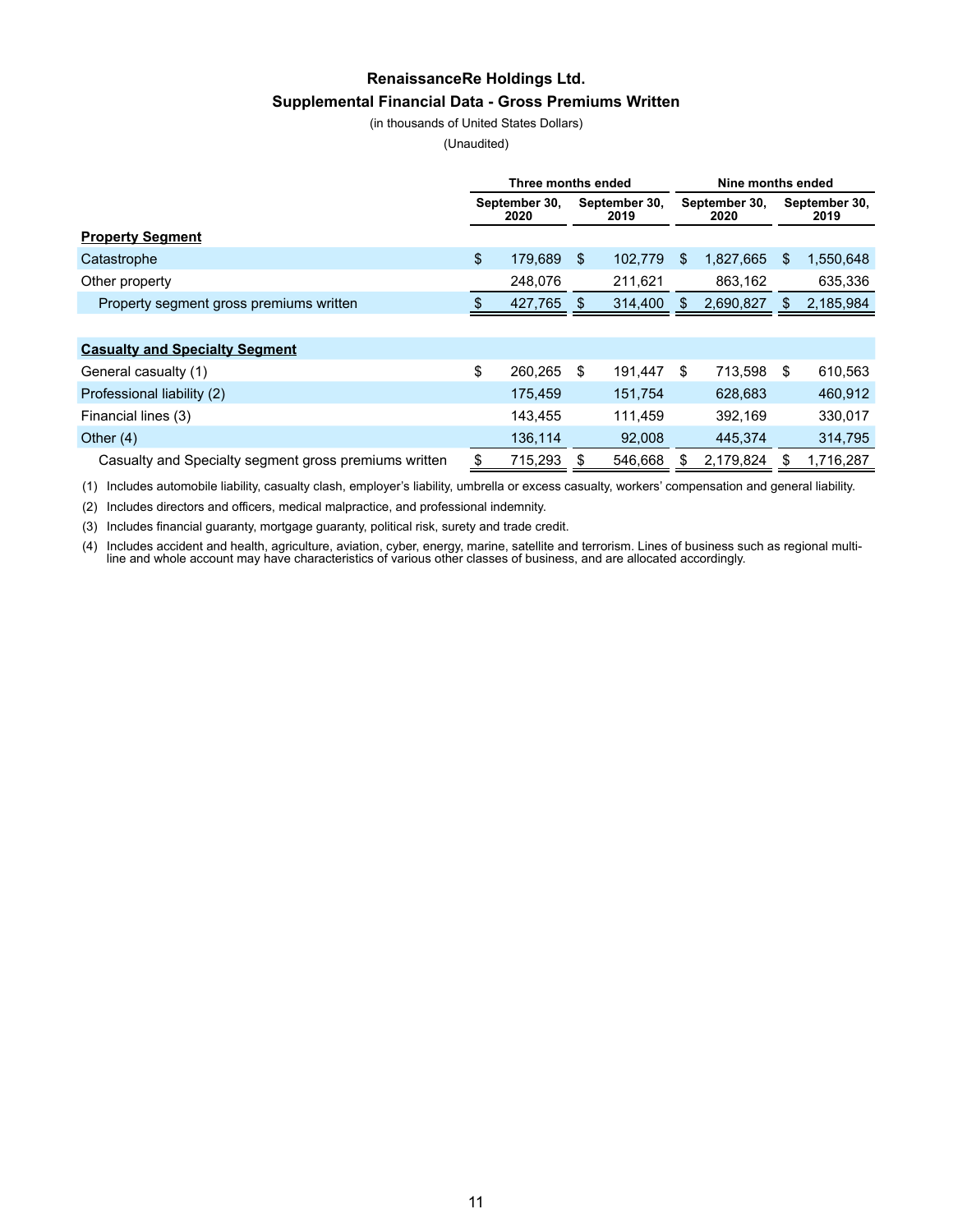# RenaissanceRe Holdings Ltd.

## Supplemental Financial Data - Gross Premiums Written

(in thousands of United States Dollars)

(Unaudited)

| | Three months ended | | Nine months ended | |
|---|---|---|---|---|
| | September 30, 2020 | September 30, 2019 | September 30, 2020 | September 30, 2019 |
| **Property Segment** | | | | |
| Catastrophe | $ 179,689 | $ 102,779 | $ 1,827,665 | $ 1,550,648 |
| Other property | 248,076 | 211,621 | 863,162 | 635,336 |
| Property segment gross premiums written | $ 427,765 | $ 314,400 | $ 2,690,827 | $ 2,185,984 |
| | | | | |
| **Casualty and Specialty Segment** | | | | |
| General casualty (1) | $ 260,265 | $ 191,447 | $ 713,598 | $ 610,563 |
| Professional liability (2) | 175,459 | 151,754 | 628,683 | 460,912 |
| Financial lines (3) | 143,455 | 111,459 | 392,169 | 330,017 |
| Other (4) | 136,114 | 92,008 | 445,374 | 314,795 |
| Casualty and Specialty segment gross premiums written | $ 715,293 | $ 546,668 | $ 2,179,824 | $ 1,716,287 |

(1) Includes automobile liability, casualty clash, employer's liability, umbrella or excess casualty, workers' compensation and general liability.

(2) Includes directors and officers, medical malpractice, and professional indemnity.

(3) Includes financial guaranty, mortgage guaranty, political risk, surety and trade credit.

(4) Includes accident and health, agriculture, aviation, cyber, energy, marine, satellite and terrorism. Lines of business such as regional multi-line and whole account may have characteristics of various other classes of business, and are allocated accordingly.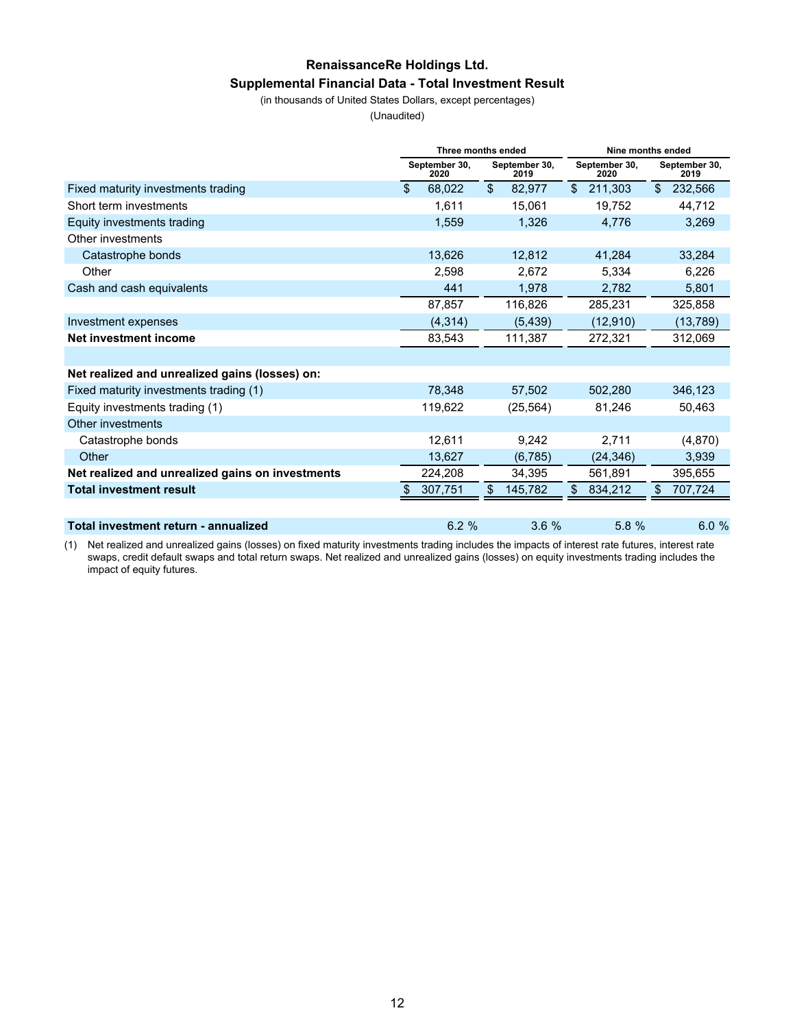# RenaissanceRe Holdings Ltd.

## Supplemental Financial Data - Total Investment Result

(in thousands of United States Dollars, except percentages)

(Unaudited)

| | Three months ended | | Nine months ended | |
|---|---|---|---|---|
| | September 30, 2020 | September 30, 2019 | September 30, 2020 | September 30, 2019 |
| Fixed maturity investments trading | $ 68,022 | $ 82,977 | $ 211,303 | $ 232,566 |
| Short term investments | 1,611 | 15,061 | 19,752 | 44,712 |
| Equity investments trading | 1,559 | 1,326 | 4,776 | 3,269 |
| Other investments | | | | |
| Catastrophe bonds | 13,626 | 12,812 | 41,284 | 33,284 |
| Other | 2,598 | 2,672 | 5,334 | 6,226 |
| Cash and cash equivalents | 441 | 1,978 | 2,782 | 5,801 |
| | 87,857 | 116,826 | 285,231 | 325,858 |
| Investment expenses | (4,314) | (5,439) | (12,910) | (13,789) |
| **Net investment income** | 83,543 | 111,387 | 272,321 | 312,069 |
| | | | | |
| **Net realized and unrealized gains (losses) on:** | | | | |
| Fixed maturity investments trading (1) | 78,348 | 57,502 | 502,280 | 346,123 |
| Equity investments trading (1) | 119,622 | (25,564) | 81,246 | 50,463 |
| Other investments | | | | |
| Catastrophe bonds | 12,611 | 9,242 | 2,711 | (4,870) |
| Other | 13,627 | (6,785) | (24,346) | 3,939 |
| **Net realized and unrealized gains on investments** | 224,208 | 34,395 | 561,891 | 395,655 |
| **Total investment result** | $ 307,751 | $ 145,782 | $ 834,212 | $ 707,724 |
| | | | | |
| **Total investment return - annualized** | 6.2 % | 3.6 % | 5.8 % | 6.0 % |

(1) Net realized and unrealized gains (losses) on fixed maturity investments trading includes the impacts of interest rate futures, interest rate swaps, credit default swaps and total return swaps. Net realized and unrealized gains (losses) on equity investments trading includes the impact of equity futures.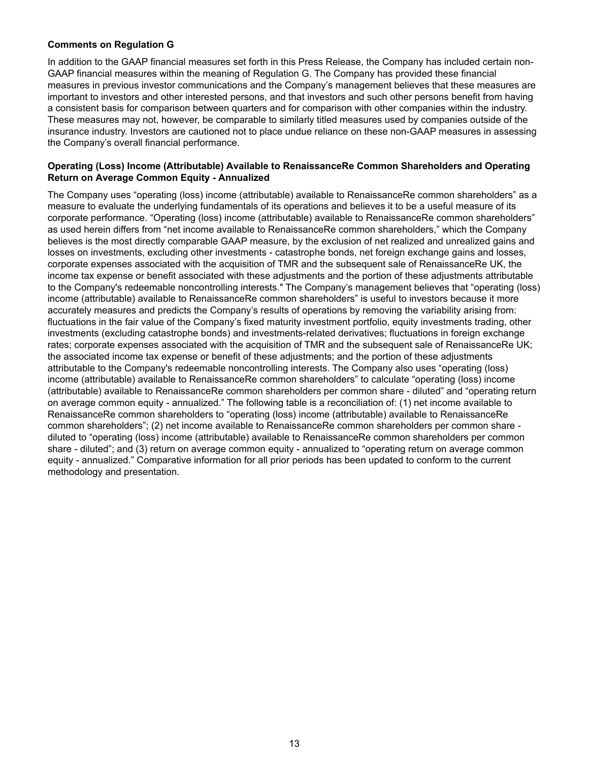**Comments on Regulation G**

In addition to the GAAP financial measures set forth in this Press Release, the Company has included certain non-GAAP financial measures within the meaning of Regulation G. The Company has provided these financial measures in previous investor communications and the Company's management believes that these measures are important to investors and other interested persons, and that investors and such other persons benefit from having a consistent basis for comparison between quarters and for comparison with other companies within the industry. These measures may not, however, be comparable to similarly titled measures used by companies outside of the insurance industry. Investors are cautioned not to place undue reliance on these non-GAAP measures in assessing the Company's overall financial performance.

**Operating (Loss) Income (Attributable) Available to RenaissanceRe Common Shareholders and Operating Return on Average Common Equity - Annualized**

The Company uses "operating (loss) income (attributable) available to RenaissanceRe common shareholders" as a measure to evaluate the underlying fundamentals of its operations and believes it to be a useful measure of its corporate performance. "Operating (loss) income (attributable) available to RenaissanceRe common shareholders" as used herein differs from "net income available to RenaissanceRe common shareholders," which the Company believes is the most directly comparable GAAP measure, by the exclusion of net realized and unrealized gains and losses on investments, excluding other investments - catastrophe bonds, net foreign exchange gains and losses, corporate expenses associated with the acquisition of TMR and the subsequent sale of RenaissanceRe UK, the income tax expense or benefit associated with these adjustments and the portion of these adjustments attributable to the Company's redeemable noncontrolling interests." The Company's management believes that "operating (loss) income (attributable) available to RenaissanceRe common shareholders" is useful to investors because it more accurately measures and predicts the Company's results of operations by removing the variability arising from: fluctuations in the fair value of the Company's fixed maturity investment portfolio, equity investments trading, other investments (excluding catastrophe bonds) and investments-related derivatives; fluctuations in foreign exchange rates; corporate expenses associated with the acquisition of TMR and the subsequent sale of RenaissanceRe UK; the associated income tax expense or benefit of these adjustments; and the portion of these adjustments attributable to the Company's redeemable noncontrolling interests. The Company also uses "operating (loss) income (attributable) available to RenaissanceRe common shareholders" to calculate "operating (loss) income (attributable) available to RenaissanceRe common shareholders per common share - diluted" and "operating return on average common equity - annualized." The following table is a reconciliation of: (1) net income available to RenaissanceRe common shareholders to "operating (loss) income (attributable) available to RenaissanceRe common shareholders"; (2) net income available to RenaissanceRe common shareholders per common share - diluted to "operating (loss) income (attributable) available to RenaissanceRe common shareholders per common share - diluted"; and (3) return on average common equity - annualized to "operating return on average common equity - annualized." Comparative information for all prior periods has been updated to conform to the current methodology and presentation.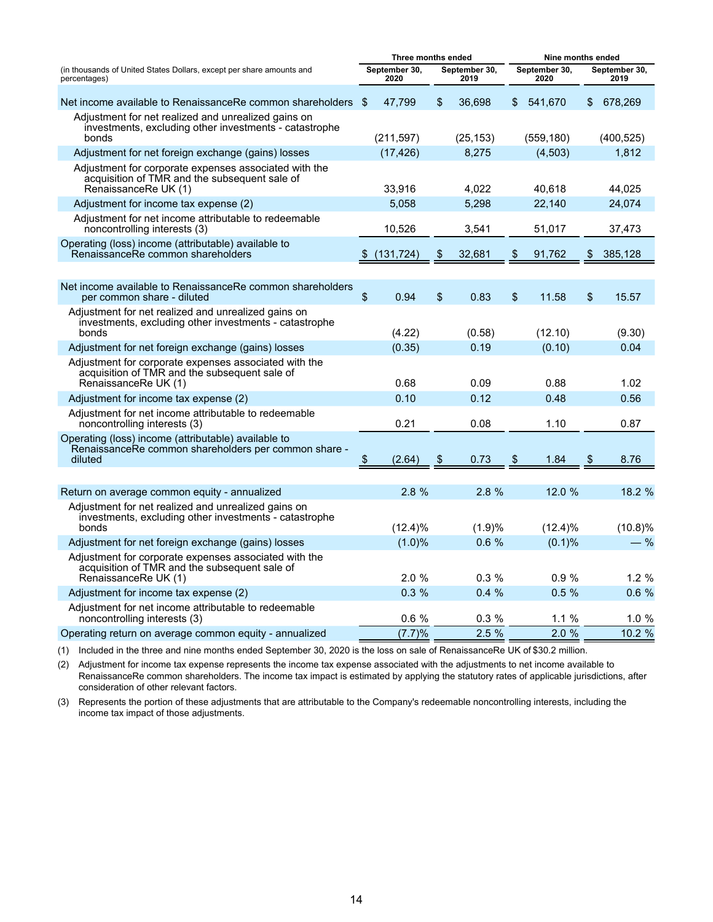| (in thousands of United States Dollars, except per share amounts and percentages) | Three months ended | | Nine months ended | |
|---|---|---|---|---|
| | September 30, 2020 | September 30, 2019 | September 30, 2020 | September 30, 2019 |
| Net income available to RenaissanceRe common shareholders | $ 47,799 | $ 36,698 | $ 541,670 | $ 678,269 |
| Adjustment for net realized and unrealized gains on investments, excluding other investments - catastrophe bonds | (211,597) | (25,153) | (559,180) | (400,525) |
| Adjustment for net foreign exchange (gains) losses | (17,426) | 8,275 | (4,503) | 1,812 |
| Adjustment for corporate expenses associated with the acquisition of TMR and the subsequent sale of RenaissanceRe UK (1) | 33,916 | 4,022 | 40,618 | 44,025 |
| Adjustment for income tax expense (2) | 5,058 | 5,298 | 22,140 | 24,074 |
| Adjustment for net income attributable to redeemable noncontrolling interests (3) | 10,526 | 3,541 | 51,017 | 37,473 |
| Operating (loss) income (attributable) available to RenaissanceRe common shareholders | $ (131,724) | $ 32,681 | $ 91,762 | $ 385,128 |
| | | | | |
| Net income available to RenaissanceRe common shareholders per common share - diluted | $ 0.94 | $ 0.83 | $ 11.58 | $ 15.57 |
| Adjustment for net realized and unrealized gains on investments, excluding other investments - catastrophe bonds | (4.22) | (0.58) | (12.10) | (9.30) |
| Adjustment for net foreign exchange (gains) losses | (0.35) | 0.19 | (0.10) | 0.04 |
| Adjustment for corporate expenses associated with the acquisition of TMR and the subsequent sale of RenaissanceRe UK (1) | 0.68 | 0.09 | 0.88 | 1.02 |
| Adjustment for income tax expense (2) | 0.10 | 0.12 | 0.48 | 0.56 |
| Adjustment for net income attributable to redeemable noncontrolling interests (3) | 0.21 | 0.08 | 1.10 | 0.87 |
| Operating (loss) income (attributable) available to RenaissanceRe common shareholders per common share - diluted | $ (2.64) | $ 0.73 | $ 1.84 | $ 8.76 |
| | | | | |
| Return on average common equity - annualized | 2.8 % | 2.8 % | 12.0 % | 18.2 % |
| Adjustment for net realized and unrealized gains on investments, excluding other investments - catastrophe bonds | (12.4)% | (1.9)% | (12.4)% | (10.8)% |
| Adjustment for net foreign exchange (gains) losses | (1.0)% | 0.6 % | (0.1)% | — % |
| Adjustment for corporate expenses associated with the acquisition of TMR and the subsequent sale of RenaissanceRe UK (1) | 2.0 % | 0.3 % | 0.9 % | 1.2 % |
| Adjustment for income tax expense (2) | 0.3 % | 0.4 % | 0.5 % | 0.6 % |
| Adjustment for net income attributable to redeemable noncontrolling interests (3) | 0.6 % | 0.3 % | 1.1 % | 1.0 % |
| Operating return on average common equity - annualized | (7.7)% | 2.5 % | 2.0 % | 10.2 % |

(1) Included in the three and nine months ended September 30, 2020 is the loss on sale of RenaissanceRe UK of $30.2 million.

(2) Adjustment for income tax expense represents the income tax expense associated with the adjustments to net income available to RenaissanceRe common shareholders. The income tax impact is estimated by applying the statutory rates of applicable jurisdictions, after consideration of other relevant factors.

(3) Represents the portion of these adjustments that are attributable to the Company's redeemable noncontrolling interests, including the income tax impact of those adjustments.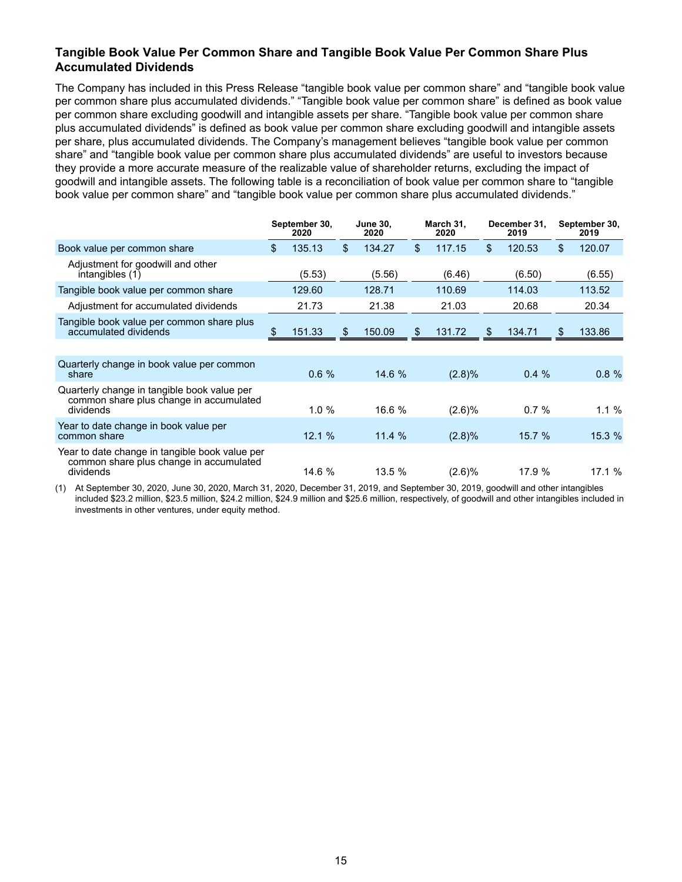### Tangible Book Value Per Common Share and Tangible Book Value Per Common Share Plus Accumulated Dividends

The Company has included in this Press Release "tangible book value per common share" and "tangible book value per common share plus accumulated dividends." "Tangible book value per common share" is defined as book value per common share excluding goodwill and intangible assets per share. "Tangible book value per common share plus accumulated dividends" is defined as book value per common share excluding goodwill and intangible assets per share, plus accumulated dividends. The Company's management believes "tangible book value per common share" and "tangible book value per common share plus accumulated dividends" are useful to investors because they provide a more accurate measure of the realizable value of shareholder returns, excluding the impact of goodwill and intangible assets. The following table is a reconciliation of book value per common share to "tangible book value per common share" and "tangible book value per common share plus accumulated dividends."

| | September 30, 2020 | June 30, 2020 | March 31, 2020 | December 31, 2019 | September 30, 2019 |
|---|---|---|---|---|---|
| Book value per common share | $ 135.13 | $ 134.27 | $ 117.15 | $ 120.53 | $ 120.07 |
| Adjustment for goodwill and other intangibles (1) | (5.53) | (5.56) | (6.46) | (6.50) | (6.55) |
| Tangible book value per common share | 129.60 | 128.71 | 110.69 | 114.03 | 113.52 |
| Adjustment for accumulated dividends | 21.73 | 21.38 | 21.03 | 20.68 | 20.34 |
| Tangible book value per common share plus accumulated dividends | $ 151.33 | $ 150.09 | $ 131.72 | $ 134.71 | $ 133.86 |
| | | | | | |
| Quarterly change in book value per common share | 0.6 % | 14.6 % | (2.8)% | 0.4 % | 0.8 % |
| Quarterly change in tangible book value per common share plus change in accumulated dividends | 1.0 % | 16.6 % | (2.6)% | 0.7 % | 1.1 % |
| Year to date change in book value per common share | 12.1 % | 11.4 % | (2.8)% | 15.7 % | 15.3 % |
| Year to date change in tangible book value per common share plus change in accumulated dividends | 14.6 % | 13.5 % | (2.6)% | 17.9 % | 17.1 % |

(1) At September 30, 2020, June 30, 2020, March 31, 2020, December 31, 2019, and September 30, 2019, goodwill and other intangibles included $23.2 million, $23.5 million, $24.2 million, $24.9 million and $25.6 million, respectively, of goodwill and other intangibles included in investments in other ventures, under equity method.